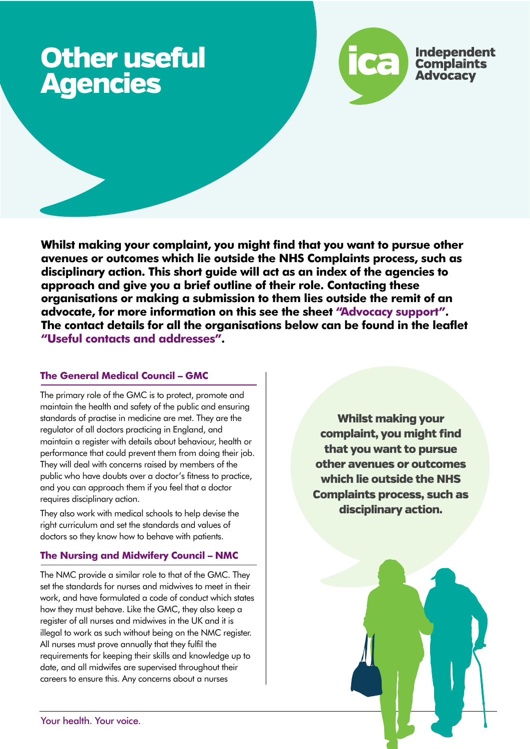# Other useful Agencies

**Whilst making your complaint, you might find that you want to pursue other avenues or outcomes which lie outside the NHS Complaints process, such as disciplinary action. This short guide will act as an index of the agencies to approach and give you a brief outline of their role. Contacting these organisations or making a submission to them lies outside the remit of an advocate, for more information on this see the sheet "Advocacy support". The contact details for all the organisations below can be found in the leaflet "Useful contacts and addresses".**

### The General Medical Council – GMC

The primary role of the GMC is to protect, promote and maintain the health and safety of the public and ensuring standards of practise in medicine are met. They are the regulator of all doctors practicing in England, and maintain a register with details about behaviour, health or performance that could prevent them from doing their job. They will deal with concerns raised by members of the public who have doubts over a doctor's fitness to practice, and you can approach them if you feel that a doctor requires disciplinary action.

They also work with medical schools to help devise the right curriculum and set the standards and values of doctors so they know how to behave with patients.

### The Nursing and Midwifery Council – NMC

The NMC provide a similar role to that of the GMC. They set the standards for nurses and midwives to meet in their work, and have formulated a code of conduct which states how they must behave. Like the GMC, they also keep a register of all nurses and midwives in the UK and it is illegal to work as such without being on the NMC register. All nurses must prove annually that they fulfil the requirements for keeping their skills and knowledge up to date, and all midwifes are supervised throughout their careers to ensure this. Any concerns about a nurses

**Whilst making your complaint, you might find that you want to pursue other avenues or outcomes which lie outside the NHS Complaints process, such as disciplinary action.**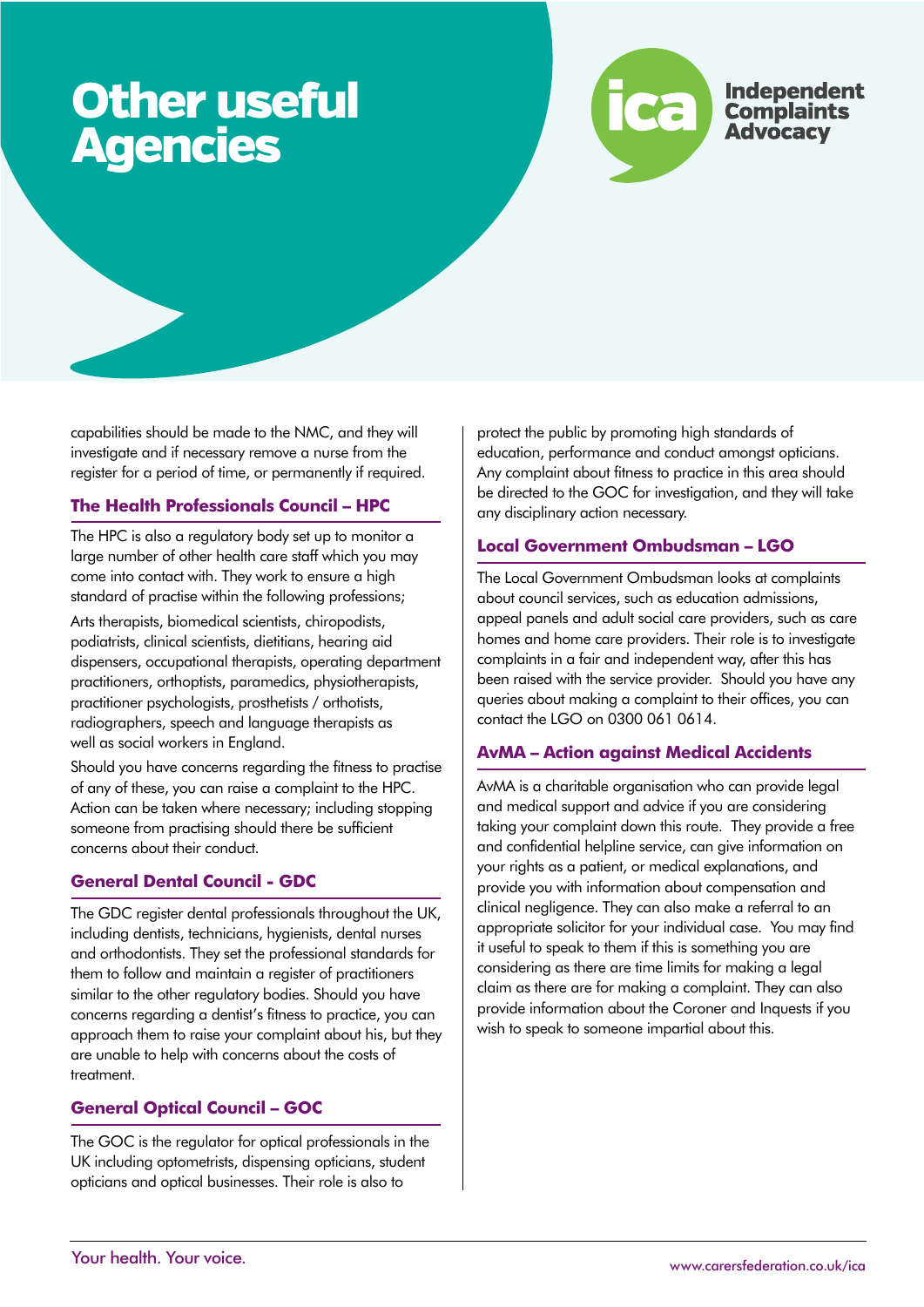# Other useful Agencies

Independent Complaints Advocacy

capabilities should be made to the NMC, and they will investigate and if necessary remove a nurse from the register for a period of time, or permanently if required.

### The Health Professionals Council – HPC

The HPC is also a regulatory body set up to monitor a large number of other health care staff which you may come into contact with. They work to ensure a high standard of practise within the following professions;

Arts therapists, biomedical scientists, chiropodists, podiatrists, clinical scientists, dietitians, hearing aid dispensers, occupational therapists, operating department practitioners, orthoptists, paramedics, physiotherapists, practitioner psychologists, prosthetists / orthotists, radiographers, speech and language therapists as well as social workers in England.

Should you have concerns regarding the fitness to practise of any of these, you can raise a complaint to the HPC. Action can be taken where necessary; including stopping someone from practising should there be sufficient concerns about their conduct.

### General Dental Council - GDC

The GDC register dental professionals throughout the UK, including dentists, technicians, hygienists, dental nurses and orthodontists. They set the professional standards for them to follow and maintain a register of practitioners similar to the other regulatory bodies. Should you have concerns regarding a dentist's fitness to practice, you can approach them to raise your complaint about his, but they are unable to help with concerns about the costs of treatment.

### General Optical Council – GOC

The GOC is the regulator for optical professionals in the UK including optometrists, dispensing opticians, student opticians and optical businesses. Their role is also to protect the public by promoting high standards of education, performance and conduct amongst opticians. Any complaint about fitness to practice in this area should be directed to the GOC for investigation, and they will take any disciplinary action necessary.

### Local Government Ombudsman – LGO

The Local Government Ombudsman looks at complaints about council services, such as education admissions, appeal panels and adult social care providers, such as care homes and home care providers. Their role is to investigate complaints in a fair and independent way, after this has been raised with the service provider. Should you have any queries about making a complaint to their offices, you can contact the LGO on 0300 061 0614.

### AvMA – Action against Medical Accidents

AvMA is a charitable organisation who can provide legal and medical support and advice if you are considering taking your complaint down this route. They provide a free and confidential helpline service, can give information on your rights as a patient, or medical explanations, and provide you with information about compensation and clinical negligence. They can also make a referral to an appropriate solicitor for your individual case. You may find it useful to speak to them if this is something you are considering as there are time limits for making a legal claim as there are for making a complaint. They can also provide information about the Coroner and Inquests if you wish to speak to someone impartial about this.

Your health. Your voice.

www.carersfederation.co.uk/ica